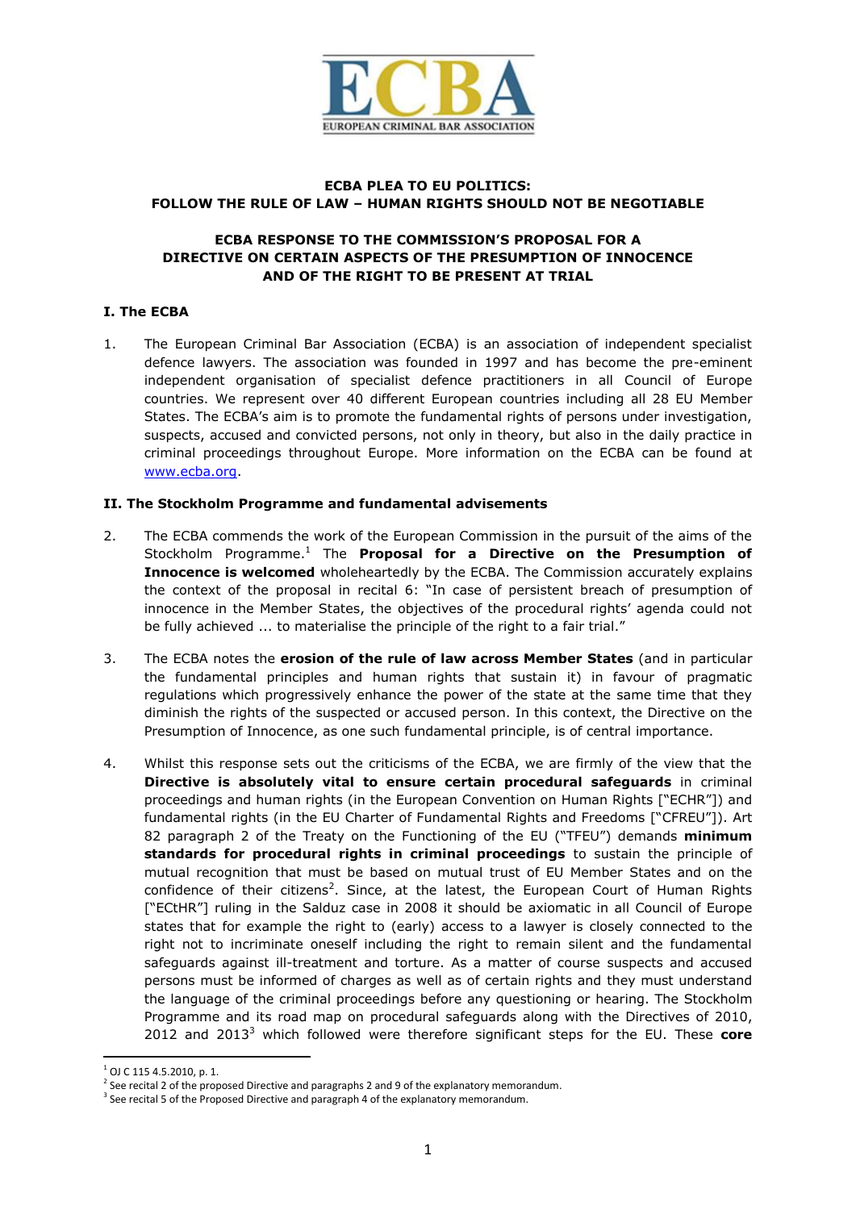**ECBA PLEA TO EU POLITICS:**
**FOLLOW THE RULE OF LAW – HUMAN RIGHTS SHOULD NOT BE NEGOTIABLE**

**ECBA RESPONSE TO THE COMMISSION'S PROPOSAL FOR A DIRECTIVE ON CERTAIN ASPECTS OF THE PRESUMPTION OF INNOCENCE AND OF THE RIGHT TO BE PRESENT AT TRIAL**

## I. The ECBA

1. The European Criminal Bar Association (ECBA) is an association of independent specialist defence lawyers. The association was founded in 1997 and has become the pre-eminent independent organisation of specialist defence practitioners in all Council of Europe countries. We represent over 40 different European countries including all 28 EU Member States. The ECBA's aim is to promote the fundamental rights of persons under investigation, suspects, accused and convicted persons, not only in theory, but also in the daily practice in criminal proceedings throughout Europe. More information on the ECBA can be found at www.ecba.org.

## II. The Stockholm Programme and fundamental advisements

2. The ECBA commends the work of the European Commission in the pursuit of the aims of the Stockholm Programme.[1] The **Proposal for a Directive on the Presumption of Innocence is welcomed** wholeheartedly by the ECBA. The Commission accurately explains the context of the proposal in recital 6: "In case of persistent breach of presumption of innocence in the Member States, the objectives of the procedural rights' agenda could not be fully achieved ... to materialise the principle of the right to a fair trial."

3. The ECBA notes the **erosion of the rule of law across Member States** (and in particular the fundamental principles and human rights that sustain it) in favour of pragmatic regulations which progressively enhance the power of the state at the same time that they diminish the rights of the suspected or accused person. In this context, the Directive on the Presumption of Innocence, as one such fundamental principle, is of central importance.

4. Whilst this response sets out the criticisms of the ECBA, we are firmly of the view that the **Directive is absolutely vital to ensure certain procedural safeguards** in criminal proceedings and human rights (in the European Convention on Human Rights ["ECHR"]) and fundamental rights (in the EU Charter of Fundamental Rights and Freedoms ["CFREU"]). Art 82 paragraph 2 of the Treaty on the Functioning of the EU ("TFEU") demands **minimum standards for procedural rights in criminal proceedings** to sustain the principle of mutual recognition that must be based on mutual trust of EU Member States and on the confidence of their citizens[2]. Since, at the latest, the European Court of Human Rights ["ECtHR"] ruling in the Salduz case in 2008 it should be axiomatic in all Council of Europe states that for example the right to (early) access to a lawyer is closely connected to the right not to incriminate oneself including the right to remain silent and the fundamental safeguards against ill-treatment and torture. As a matter of course suspects and accused persons must be informed of charges as well as of certain rights and they must understand the language of the criminal proceedings before any questioning or hearing. The Stockholm Programme and its road map on procedural safeguards along with the Directives of 2010, 2012 and 2013[3] which followed were therefore significant steps for the EU. These **core**

---

[1] OJ C 115 4.5.2010, p. 1.

[2] See recital 2 of the proposed Directive and paragraphs 2 and 9 of the explanatory memorandum.

[3] See recital 5 of the Proposed Directive and paragraph 4 of the explanatory memorandum.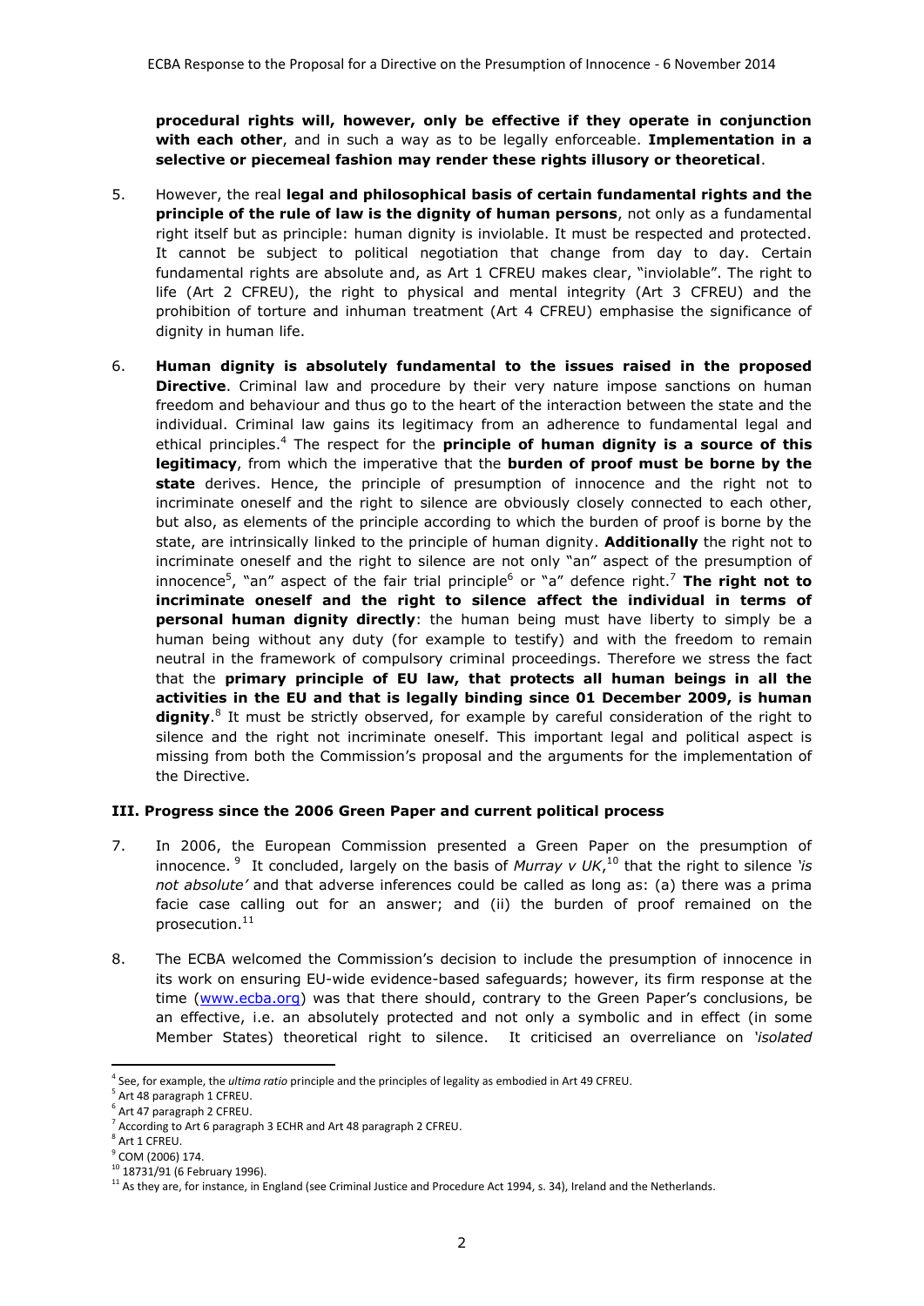**procedural rights will, however, only be effective if they operate in conjunction with each other**, and in such a way as to be legally enforceable. **Implementation in a selective or piecemeal fashion may render these rights illusory or theoretical**.

5. However, the real **legal and philosophical basis of certain fundamental rights and the principle of the rule of law is the dignity of human persons**, not only as a fundamental right itself but as principle: human dignity is inviolable. It must be respected and protected. It cannot be subject to political negotiation that change from day to day. Certain fundamental rights are absolute and, as Art 1 CFREU makes clear, "inviolable". The right to life (Art 2 CFREU), the right to physical and mental integrity (Art 3 CFREU) and the prohibition of torture and inhuman treatment (Art 4 CFREU) emphasise the significance of dignity in human life.

6. **Human dignity is absolutely fundamental to the issues raised in the proposed Directive**. Criminal law and procedure by their very nature impose sanctions on human freedom and behaviour and thus go to the heart of the interaction between the state and the individual. Criminal law gains its legitimacy from an adherence to fundamental legal and ethical principles.[4] The respect for the **principle of human dignity is a source of this legitimacy**, from which the imperative that the **burden of proof must be borne by the state** derives. Hence, the principle of presumption of innocence and the right not to incriminate oneself and the right to silence are obviously closely connected to each other, but also, as elements of the principle according to which the burden of proof is borne by the state, are intrinsically linked to the principle of human dignity. **Additionally** the right not to incriminate oneself and the right to silence are not only "an" aspect of the presumption of innocence[5], "an" aspect of the fair trial principle[6] or "a" defence right.[7] **The right not to incriminate oneself and the right to silence affect the individual in terms of personal human dignity directly**: the human being must have liberty to simply be a human being without any duty (for example to testify) and with the freedom to remain neutral in the framework of compulsory criminal proceedings. Therefore we stress the fact that the **primary principle of EU law, that protects all human beings in all the activities in the EU and that is legally binding since 01 December 2009, is human dignity**.[8] It must be strictly observed, for example by careful consideration of the right to silence and the right not incriminate oneself. This important legal and political aspect is missing from both the Commission's proposal and the arguments for the implementation of the Directive.

### III. Progress since the 2006 Green Paper and current political process

7. In 2006, the European Commission presented a Green Paper on the presumption of innocence.[9] It concluded, largely on the basis of *Murray v UK*,[10] that the right to silence *'is not absolute'* and that adverse inferences could be called as long as: (a) there was a prima facie case calling out for an answer; and (ii) the burden of proof remained on the prosecution.[11]

8. The ECBA welcomed the Commission's decision to include the presumption of innocence in its work on ensuring EU-wide evidence-based safeguards; however, its firm response at the time (www.ecba.org) was that there should, contrary to the Green Paper's conclusions, be an effective, i.e. an absolutely protected and not only a symbolic and in effect (in some Member States) theoretical right to silence. It criticised an overreliance on *'isolated*

---

[4] See, for example, the *ultima ratio* principle and the principles of legality as embodied in Art 49 CFREU.
[5] Art 48 paragraph 1 CFREU.
[6] Art 47 paragraph 2 CFREU.
[7] According to Art 6 paragraph 3 ECHR and Art 48 paragraph 2 CFREU.
[8] Art 1 CFREU.
[9] COM (2006) 174.
[10] 18731/91 (6 February 1996).
[11] As they are, for instance, in England (see Criminal Justice and Procedure Act 1994, s. 34), Ireland and the Netherlands.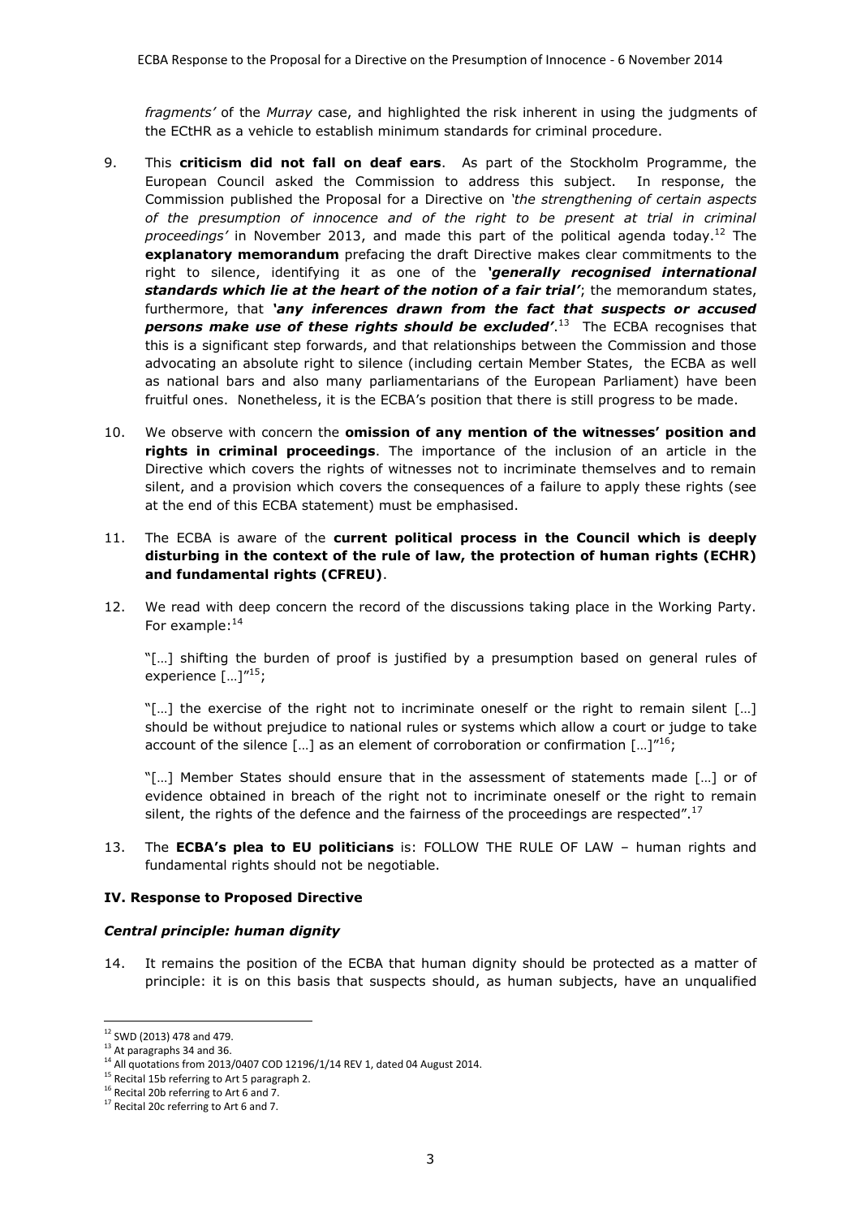*fragments'* of the *Murray* case, and highlighted the risk inherent in using the judgments of the ECtHR as a vehicle to establish minimum standards for criminal procedure.

9. This **criticism did not fall on deaf ears**. As part of the Stockholm Programme, the European Council asked the Commission to address this subject. In response, the Commission published the Proposal for a Directive on *'the strengthening of certain aspects of the presumption of innocence and of the right to be present at trial in criminal proceedings'* in November 2013, and made this part of the political agenda today.[12] The **explanatory memorandum** prefacing the draft Directive makes clear commitments to the right to silence, identifying it as one of the ***'generally recognised international standards which lie at the heart of the notion of a fair trial'***; the memorandum states, furthermore, that ***'any inferences drawn from the fact that suspects or accused persons make use of these rights should be excluded'***.[13] The ECBA recognises that this is a significant step forwards, and that relationships between the Commission and those advocating an absolute right to silence (including certain Member States, the ECBA as well as national bars and also many parliamentarians of the European Parliament) have been fruitful ones. Nonetheless, it is the ECBA's position that there is still progress to be made.

10. We observe with concern the **omission of any mention of the witnesses' position and rights in criminal proceedings**. The importance of the inclusion of an article in the Directive which covers the rights of witnesses not to incriminate themselves and to remain silent, and a provision which covers the consequences of a failure to apply these rights (see at the end of this ECBA statement) must be emphasised.

11. The ECBA is aware of the **current political process in the Council which is deeply disturbing in the context of the rule of law, the protection of human rights (ECHR) and fundamental rights (CFREU)**.

12. We read with deep concern the record of the discussions taking place in the Working Party. For example:[14]

    "[…] shifting the burden of proof is justified by a presumption based on general rules of experience […]"[15];

    "[…] the exercise of the right not to incriminate oneself or the right to remain silent […] should be without prejudice to national rules or systems which allow a court or judge to take account of the silence […] as an element of corroboration or confirmation […]"[16];

    "[…] Member States should ensure that in the assessment of statements made […] or of evidence obtained in breach of the right not to incriminate oneself or the right to remain silent, the rights of the defence and the fairness of the proceedings are respected".[17]

13. The **ECBA's plea to EU politicians** is: FOLLOW THE RULE OF LAW – human rights and fundamental rights should not be negotiable.

### IV. Response to Proposed Directive

#### *Central principle: human dignity*

14. It remains the position of the ECBA that human dignity should be protected as a matter of principle: it is on this basis that suspects should, as human subjects, have an unqualified

---

[12] SWD (2013) 478 and 479.
[13] At paragraphs 34 and 36.
[14] All quotations from 2013/0407 COD 12196/1/14 REV 1, dated 04 August 2014.
[15] Recital 15b referring to Art 5 paragraph 2.
[16] Recital 20b referring to Art 6 and 7.
[17] Recital 20c referring to Art 6 and 7.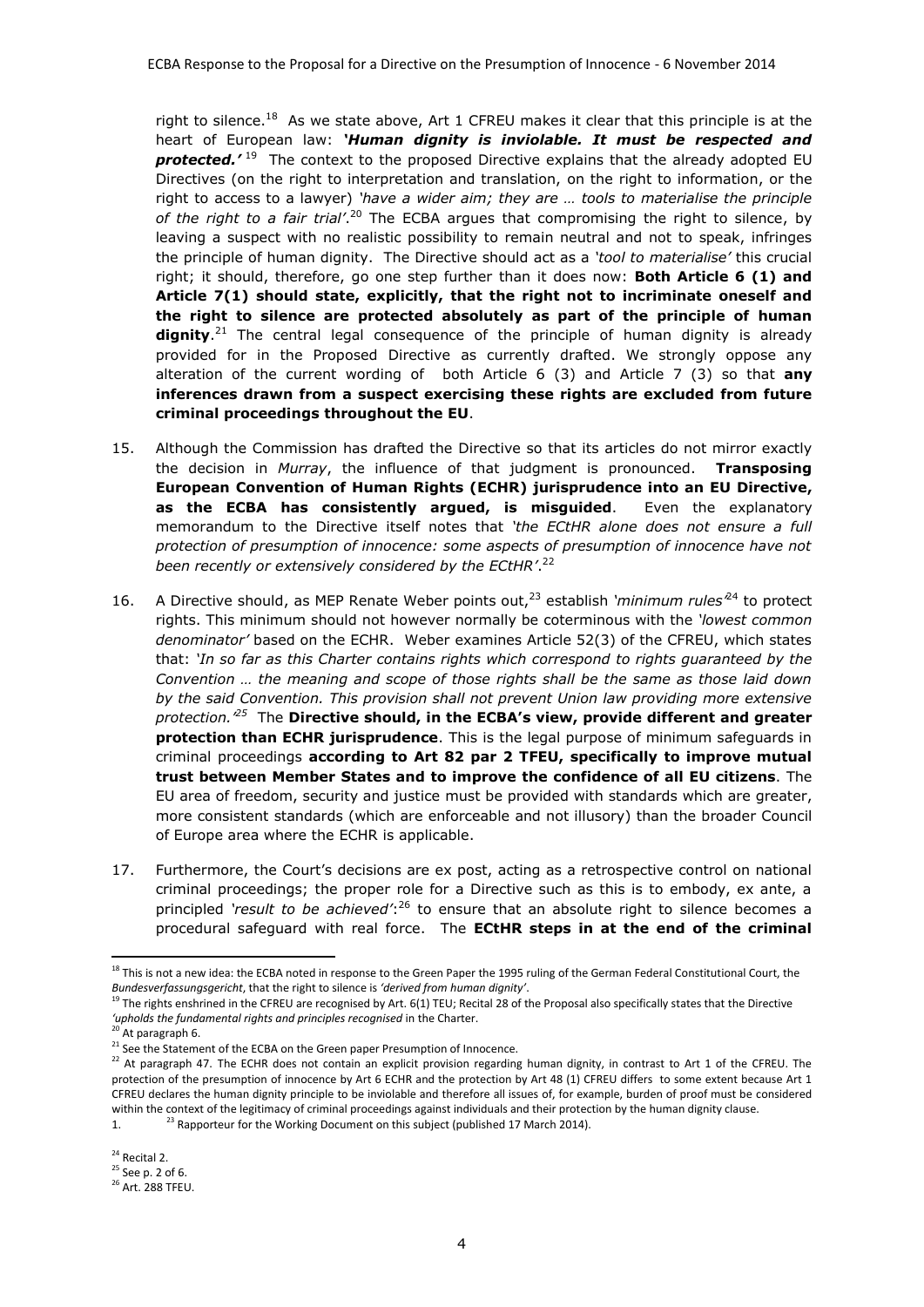right to silence.[18] As we state above, Art 1 CFREU makes it clear that this principle is at the heart of European law: ***'Human dignity is inviolable. It must be respected and protected.'*** [19] The context to the proposed Directive explains that the already adopted EU Directives (on the right to interpretation and translation, on the right to information, or the right to access to a lawyer) *'have a wider aim; they are … tools to materialise the principle of the right to a fair trial'*.[20] The ECBA argues that compromising the right to silence, by leaving a suspect with no realistic possibility to remain neutral and not to speak, infringes the principle of human dignity. The Directive should act as a *'tool to materialise'* this crucial right; it should, therefore, go one step further than it does now: **Both Article 6 (1) and Article 7(1) should state, explicitly, that the right not to incriminate oneself and the right to silence are protected absolutely as part of the principle of human dignity**.[21] The central legal consequence of the principle of human dignity is already provided for in the Proposed Directive as currently drafted. We strongly oppose any alteration of the current wording of both Article 6 (3) and Article 7 (3) so that **any inferences drawn from a suspect exercising these rights are excluded from future criminal proceedings throughout the EU**.

15. Although the Commission has drafted the Directive so that its articles do not mirror exactly the decision in *Murray*, the influence of that judgment is pronounced. **Transposing European Convention of Human Rights (ECHR) jurisprudence into an EU Directive, as the ECBA has consistently argued, is misguided**. Even the explanatory memorandum to the Directive itself notes that *'the ECtHR alone does not ensure a full protection of presumption of innocence: some aspects of presumption of innocence have not been recently or extensively considered by the ECtHR'*.[22]

16. A Directive should, as MEP Renate Weber points out,[23] establish *'minimum rules'*[24] to protect rights. This minimum should not however normally be coterminous with the *'lowest common denominator'* based on the ECHR. Weber examines Article 52(3) of the CFREU, which states that: *'In so far as this Charter contains rights which correspond to rights guaranteed by the Convention … the meaning and scope of those rights shall be the same as those laid down by the said Convention. This provision shall not prevent Union law providing more extensive protection.'*[25] The **Directive should, in the ECBA's view, provide different and greater protection than ECHR jurisprudence**. This is the legal purpose of minimum safeguards in criminal proceedings **according to Art 82 par 2 TFEU, specifically to improve mutual trust between Member States and to improve the confidence of all EU citizens**. The EU area of freedom, security and justice must be provided with standards which are greater, more consistent standards (which are enforceable and not illusory) than the broader Council of Europe area where the ECHR is applicable.

17. Furthermore, the Court's decisions are ex post, acting as a retrospective control on national criminal proceedings; the proper role for a Directive such as this is to embody, ex ante, a principled *'result to be achieved'*:[26] to ensure that an absolute right to silence becomes a procedural safeguard with real force. The **ECtHR steps in at the end of the criminal**

---

[18] This is not a new idea: the ECBA noted in response to the Green Paper the 1995 ruling of the German Federal Constitutional Court, the *Bundesverfassungsgericht*, that the right to silence is *'derived from human dignity'*.

[19] The rights enshrined in the CFREU are recognised by Art. 6(1) TEU; Recital 28 of the Proposal also specifically states that the Directive *'upholds the fundamental rights and principles recognised* in the Charter.

[20] At paragraph 6.

[21] See the Statement of the ECBA on the Green paper Presumption of Innocence.

[22] At paragraph 47. The ECHR does not contain an explicit provision regarding human dignity, in contrast to Art 1 of the CFREU. The protection of the presumption of innocence by Art 6 ECHR and the protection by Art 48 (1) CFREU differs to some extent because Art 1 CFREU declares the human dignity principle to be inviolable and therefore all issues of, for example, burden of proof must be considered within the context of the legitimacy of criminal proceedings against individuals and their protection by the human dignity clause.

[23] Rapporteur for the Working Document on this subject (published 17 March 2014).

[24] Recital 2.

[25] See p. 2 of 6.

[26] Art. 288 TFEU.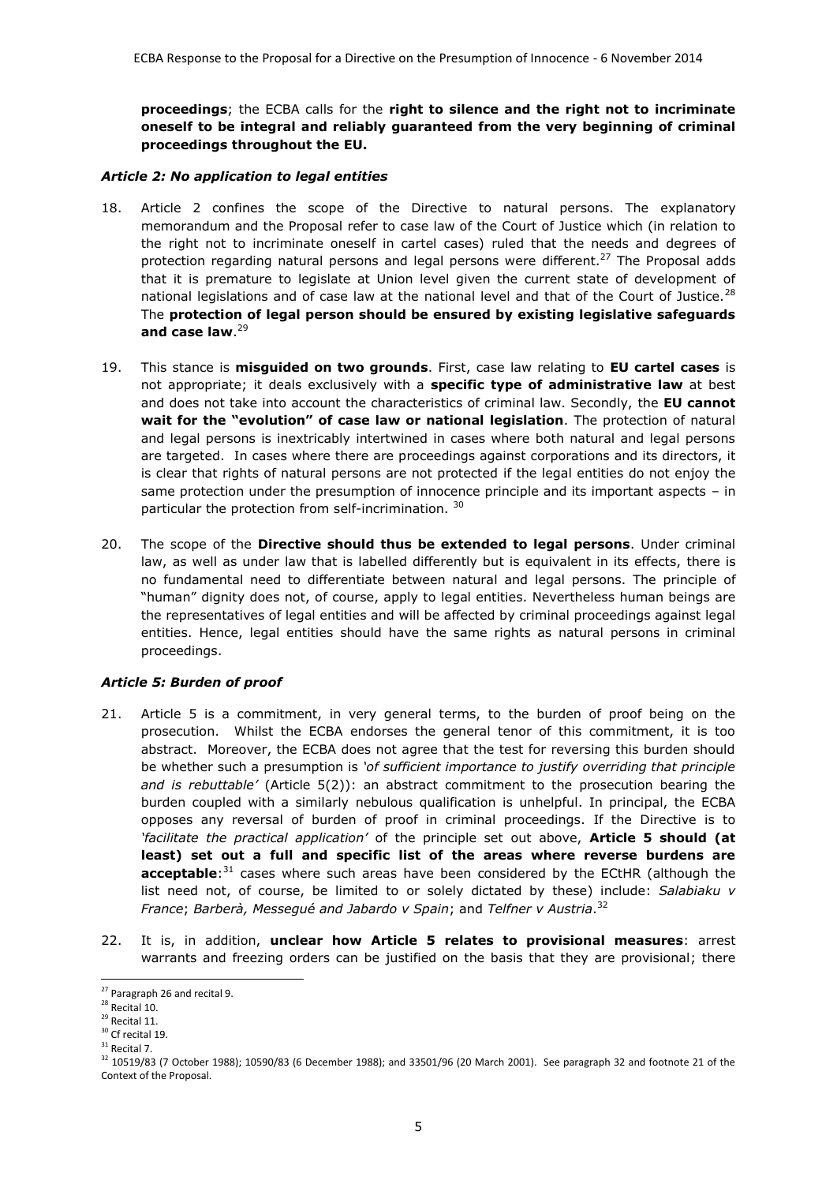**proceedings**; the ECBA calls for the **right to silence and the right not to incriminate oneself to be integral and reliably guaranteed from the very beginning of criminal proceedings throughout the EU.**

### *Article 2: No application to legal entities*

18. Article 2 confines the scope of the Directive to natural persons. The explanatory memorandum and the Proposal refer to case law of the Court of Justice which (in relation to the right not to incriminate oneself in cartel cases) ruled that the needs and degrees of protection regarding natural persons and legal persons were different.[27] The Proposal adds that it is premature to legislate at Union level given the current state of development of national legislations and of case law at the national level and that of the Court of Justice.[28] The **protection of legal person should be ensured by existing legislative safeguards and case law**.[29]

19. This stance is **misguided on two grounds**. First, case law relating to **EU cartel cases** is not appropriate; it deals exclusively with a **specific type of administrative law** at best and does not take into account the characteristics of criminal law. Secondly, the **EU cannot wait for the "evolution" of case law or national legislation**. The protection of natural and legal persons is inextricably intertwined in cases where both natural and legal persons are targeted. In cases where there are proceedings against corporations and its directors, it is clear that rights of natural persons are not protected if the legal entities do not enjoy the same protection under the presumption of innocence principle and its important aspects – in particular the protection from self-incrimination. [30]

20. The scope of the **Directive should thus be extended to legal persons**. Under criminal law, as well as under law that is labelled differently but is equivalent in its effects, there is no fundamental need to differentiate between natural and legal persons. The principle of "human" dignity does not, of course, apply to legal entities. Nevertheless human beings are the representatives of legal entities and will be affected by criminal proceedings against legal entities. Hence, legal entities should have the same rights as natural persons in criminal proceedings.

### *Article 5: Burden of proof*

21. Article 5 is a commitment, in very general terms, to the burden of proof being on the prosecution. Whilst the ECBA endorses the general tenor of this commitment, it is too abstract. Moreover, the ECBA does not agree that the test for reversing this burden should be whether such a presumption is *'of sufficient importance to justify overriding that principle and is rebuttable'* (Article 5(2)): an abstract commitment to the prosecution bearing the burden coupled with a similarly nebulous qualification is unhelpful. In principal, the ECBA opposes any reversal of burden of proof in criminal proceedings. If the Directive is to *'facilitate the practical application'* of the principle set out above, **Article 5 should (at least) set out a full and specific list of the areas where reverse burdens are acceptable**:[31] cases where such areas have been considered by the ECtHR (although the list need not, of course, be limited to or solely dictated by these) include: *Salabiaku v France*; *Barberà, Messegué and Jabardo v Spain*; and *Telfner v Austria*.[32]

22. It is, in addition, **unclear how Article 5 relates to provisional measures**: arrest warrants and freezing orders can be justified on the basis that they are provisional; there

---

[27] Paragraph 26 and recital 9.
[28] Recital 10.
[29] Recital 11.
[30] Cf recital 19.
[31] Recital 7.
[32] 10519/83 (7 October 1988); 10590/83 (6 December 1988); and 33501/96 (20 March 2001). See paragraph 32 and footnote 21 of the Context of the Proposal.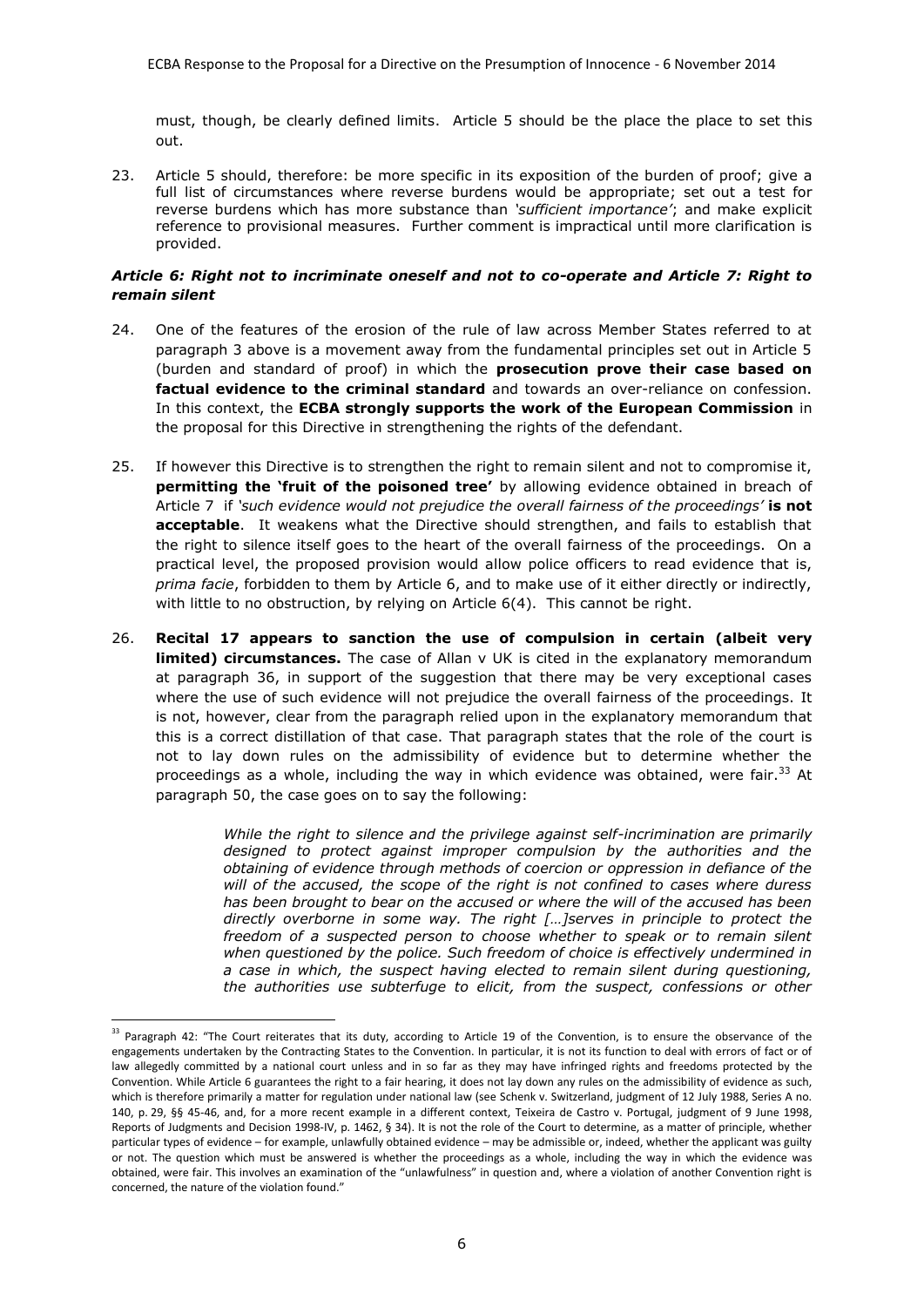must, though, be clearly defined limits. Article 5 should be the place the place to set this out.

23. Article 5 should, therefore: be more specific in its exposition of the burden of proof; give a full list of circumstances where reverse burdens would be appropriate; set out a test for reverse burdens which has more substance than *'sufficient importance'*; and make explicit reference to provisional measures. Further comment is impractical until more clarification is provided.

### *Article 6: Right not to incriminate oneself and not to co-operate and Article 7: Right to remain silent*

24. One of the features of the erosion of the rule of law across Member States referred to at paragraph 3 above is a movement away from the fundamental principles set out in Article 5 (burden and standard of proof) in which the **prosecution prove their case based on factual evidence to the criminal standard** and towards an over-reliance on confession. In this context, the **ECBA strongly supports the work of the European Commission** in the proposal for this Directive in strengthening the rights of the defendant.

25. If however this Directive is to strengthen the right to remain silent and not to compromise it, **permitting the 'fruit of the poisoned tree'** by allowing evidence obtained in breach of Article 7 if *'such evidence would not prejudice the overall fairness of the proceedings'* **is not acceptable**. It weakens what the Directive should strengthen, and fails to establish that the right to silence itself goes to the heart of the overall fairness of the proceedings. On a practical level, the proposed provision would allow police officers to read evidence that is, *prima facie*, forbidden to them by Article 6, and to make use of it either directly or indirectly, with little to no obstruction, by relying on Article 6(4). This cannot be right.

26. **Recital 17 appears to sanction the use of compulsion in certain (albeit very limited) circumstances.** The case of Allan v UK is cited in the explanatory memorandum at paragraph 36, in support of the suggestion that there may be very exceptional cases where the use of such evidence will not prejudice the overall fairness of the proceedings. It is not, however, clear from the paragraph relied upon in the explanatory memorandum that this is a correct distillation of that case. That paragraph states that the role of the court is not to lay down rules on the admissibility of evidence but to determine whether the proceedings as a whole, including the way in which evidence was obtained, were fair.[33] At paragraph 50, the case goes on to say the following:

> *While the right to silence and the privilege against self-incrimination are primarily designed to protect against improper compulsion by the authorities and the obtaining of evidence through methods of coercion or oppression in defiance of the will of the accused, the scope of the right is not confined to cases where duress has been brought to bear on the accused or where the will of the accused has been directly overborne in some way. The right […]serves in principle to protect the freedom of a suspected person to choose whether to speak or to remain silent when questioned by the police. Such freedom of choice is effectively undermined in a case in which, the suspect having elected to remain silent during questioning, the authorities use subterfuge to elicit, from the suspect, confessions or other*

[33] Paragraph 42: "The Court reiterates that its duty, according to Article 19 of the Convention, is to ensure the observance of the engagements undertaken by the Contracting States to the Convention. In particular, it is not its function to deal with errors of fact or of law allegedly committed by a national court unless and in so far as they may have infringed rights and freedoms protected by the Convention. While Article 6 guarantees the right to a fair hearing, it does not lay down any rules on the admissibility of evidence as such, which is therefore primarily a matter for regulation under national law (see Schenk v. Switzerland, judgment of 12 July 1988, Series A no. 140, p. 29, §§ 45-46, and, for a more recent example in a different context, Teixeira de Castro v. Portugal, judgment of 9 June 1998, Reports of Judgments and Decision 1998-IV, p. 1462, § 34). It is not the role of the Court to determine, as a matter of principle, whether particular types of evidence – for example, unlawfully obtained evidence – may be admissible or, indeed, whether the applicant was guilty or not. The question which must be answered is whether the proceedings as a whole, including the way in which the evidence was obtained, were fair. This involves an examination of the "unlawfulness" in question and, where a violation of another Convention right is concerned, the nature of the violation found."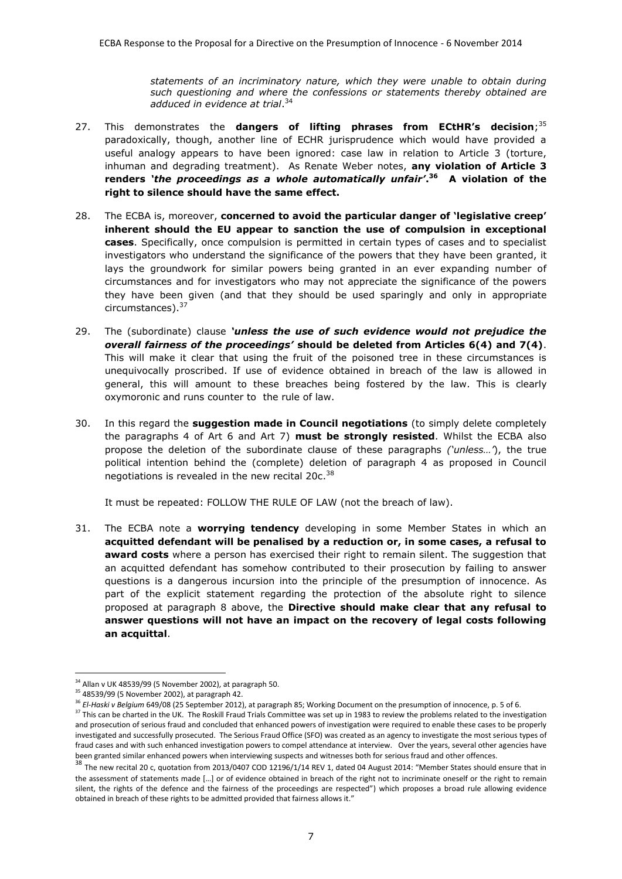> *statements of an incriminatory nature, which they were unable to obtain during such questioning and where the confessions or statements thereby obtained are adduced in evidence at trial*.[34]

27. This demonstrates the **dangers of lifting phrases from ECtHR's decision**;[35] paradoxically, though, another line of ECHR jurisprudence which would have provided a useful analogy appears to have been ignored: case law in relation to Article 3 (torture, inhuman and degrading treatment). As Renate Weber notes, **any violation of Article 3 renders *'the proceedings as a whole automatically unfair'*.[36] A violation of the right to silence should have the same effect.**

28. The ECBA is, moreover, **concerned to avoid the particular danger of 'legislative creep' inherent should the EU appear to sanction the use of compulsion in exceptional cases**. Specifically, once compulsion is permitted in certain types of cases and to specialist investigators who understand the significance of the powers that they have been granted, it lays the groundwork for similar powers being granted in an ever expanding number of circumstances and for investigators who may not appreciate the significance of the powers they have been given (and that they should be used sparingly and only in appropriate circumstances).[37]

29. The (subordinate) clause ***'unless the use of such evidence would not prejudice the overall fairness of the proceedings'* should be deleted from Articles 6(4) and 7(4)**. This will make it clear that using the fruit of the poisoned tree in these circumstances is unequivocally proscribed. If use of evidence obtained in breach of the law is allowed in general, this will amount to these breaches being fostered by the law. This is clearly oxymoronic and runs counter to the rule of law.

30. In this regard the **suggestion made in Council negotiations** (to simply delete completely the paragraphs 4 of Art 6 and Art 7) **must be strongly resisted**. Whilst the ECBA also propose the deletion of the subordinate clause of these paragraphs *('unless…')*, the true political intention behind the (complete) deletion of paragraph 4 as proposed in Council negotiations is revealed in the new recital 20c.[38]

    It must be repeated: FOLLOW THE RULE OF LAW (not the breach of law).

31. The ECBA note a **worrying tendency** developing in some Member States in which an **acquitted defendant will be penalised by a reduction or, in some cases, a refusal to award costs** where a person has exercised their right to remain silent. The suggestion that an acquitted defendant has somehow contributed to their prosecution by failing to answer questions is a dangerous incursion into the principle of the presumption of innocence. As part of the explicit statement regarding the protection of the absolute right to silence proposed at paragraph 8 above, the **Directive should make clear that any refusal to answer questions will not have an impact on the recovery of legal costs following an acquittal**.

---

[34] Allan v UK 48539/99 (5 November 2002), at paragraph 50.

[35] 48539/99 (5 November 2002), at paragraph 42.

[36] *El-Haski v Belgium* 649/08 (25 September 2012), at paragraph 85; Working Document on the presumption of innocence, p. 5 of 6.

[37] This can be charted in the UK. The Roskill Fraud Trials Committee was set up in 1983 to review the problems related to the investigation and prosecution of serious fraud and concluded that enhanced powers of investigation were required to enable these cases to be properly investigated and successfully prosecuted. The Serious Fraud Office (SFO) was created as an agency to investigate the most serious types of fraud cases and with such enhanced investigation powers to compel attendance at interview. Over the years, several other agencies have been granted similar enhanced powers when interviewing suspects and witnesses both for serious fraud and other offences.

[38] The new recital 20 c, quotation from 2013/0407 COD 12196/1/14 REV 1, dated 04 August 2014: "Member States should ensure that in the assessment of statements made […] or of evidence obtained in breach of the right not to incriminate oneself or the right to remain silent, the rights of the defence and the fairness of the proceedings are respected") which proposes a broad rule allowing evidence obtained in breach of these rights to be admitted provided that fairness allows it."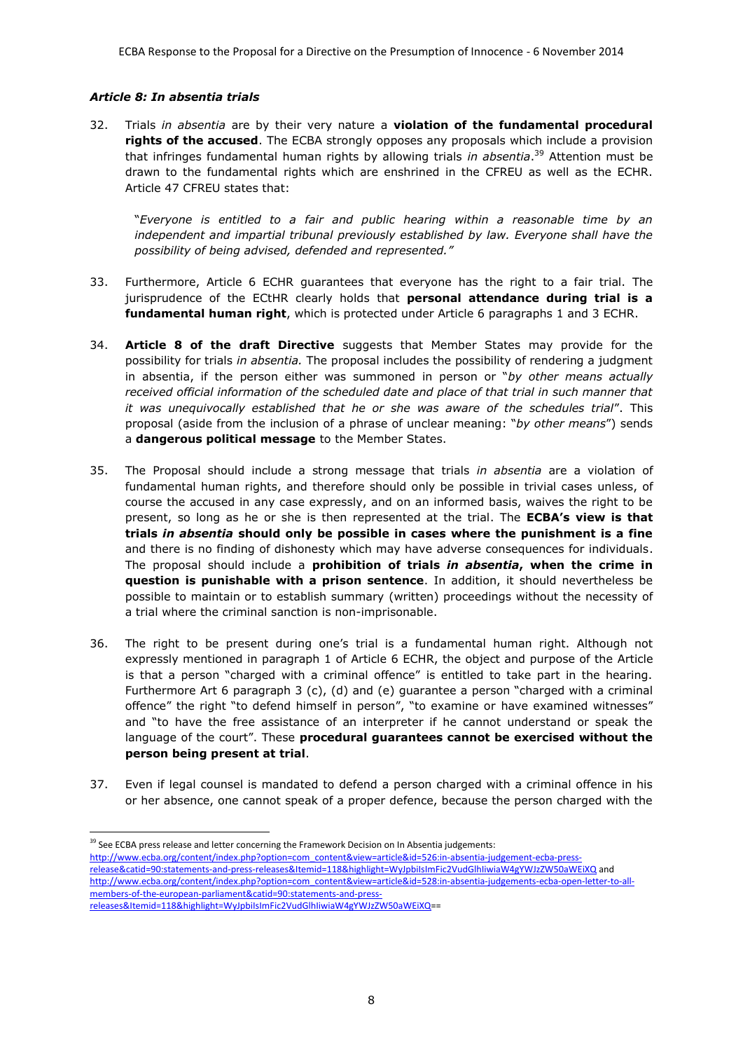### *Article 8: In absentia trials*

32. Trials *in absentia* are by their very nature a **violation of the fundamental procedural rights of the accused**. The ECBA strongly opposes any proposals which include a provision that infringes fundamental human rights by allowing trials *in absentia*.[39] Attention must be drawn to the fundamental rights which are enshrined in the CFREU as well as the ECHR. Article 47 CFREU states that:

   "*Everyone is entitled to a fair and public hearing within a reasonable time by an independent and impartial tribunal previously established by law. Everyone shall have the possibility of being advised, defended and represented.*"

33. Furthermore, Article 6 ECHR guarantees that everyone has the right to a fair trial. The jurisprudence of the ECtHR clearly holds that **personal attendance during trial is a fundamental human right**, which is protected under Article 6 paragraphs 1 and 3 ECHR.

34. **Article 8 of the draft Directive** suggests that Member States may provide for the possibility for trials *in absentia.* The proposal includes the possibility of rendering a judgment in absentia, if the person either was summoned in person or "*by other means actually received official information of the scheduled date and place of that trial in such manner that it was unequivocally established that he or she was aware of the schedules trial*". This proposal (aside from the inclusion of a phrase of unclear meaning: "*by other means*") sends a **dangerous political message** to the Member States.

35. The Proposal should include a strong message that trials *in absentia* are a violation of fundamental human rights, and therefore should only be possible in trivial cases unless, of course the accused in any case expressly, and on an informed basis, waives the right to be present, so long as he or she is then represented at the trial. The **ECBA's view is that trials *in absentia* should only be possible in cases where the punishment is a fine** and there is no finding of dishonesty which may have adverse consequences for individuals. The proposal should include a **prohibition of trials *in absentia*, when the crime in question is punishable with a prison sentence**. In addition, it should nevertheless be possible to maintain or to establish summary (written) proceedings without the necessity of a trial where the criminal sanction is non-imprisonable.

36. The right to be present during one's trial is a fundamental human right. Although not expressly mentioned in paragraph 1 of Article 6 ECHR, the object and purpose of the Article is that a person "charged with a criminal offence" is entitled to take part in the hearing. Furthermore Art 6 paragraph 3 (c), (d) and (e) guarantee a person "charged with a criminal offence" the right "to defend himself in person", "to examine or have examined witnesses" and "to have the free assistance of an interpreter if he cannot understand or speak the language of the court". These **procedural guarantees cannot be exercised without the person being present at trial**.

37. Even if legal counsel is mandated to defend a person charged with a criminal offence in his or her absence, one cannot speak of a proper defence, because the person charged with the

---

[39] See ECBA press release and letter concerning the Framework Decision on In Absentia judgements: http://www.ecba.org/content/index.php?option=com_content&view=article&id=526:in-absentia-judgement-ecba-press-release&catid=90:statements-and-press-releases&Itemid=118&highlight=WyJpbiIsImFic2VudGlhIiwiaW4gYWJzZW50aWEiXQ and http://www.ecba.org/content/index.php?option=com_content&view=article&id=528:in-absentia-judgements-ecba-open-letter-to-all-members-of-the-european-parliament&catid=90:statements-and-press-releases&Itemid=118&highlight=WyJpbiIsImFic2VudGlhIiwiaW4gYWJzZW50aWEiXQ==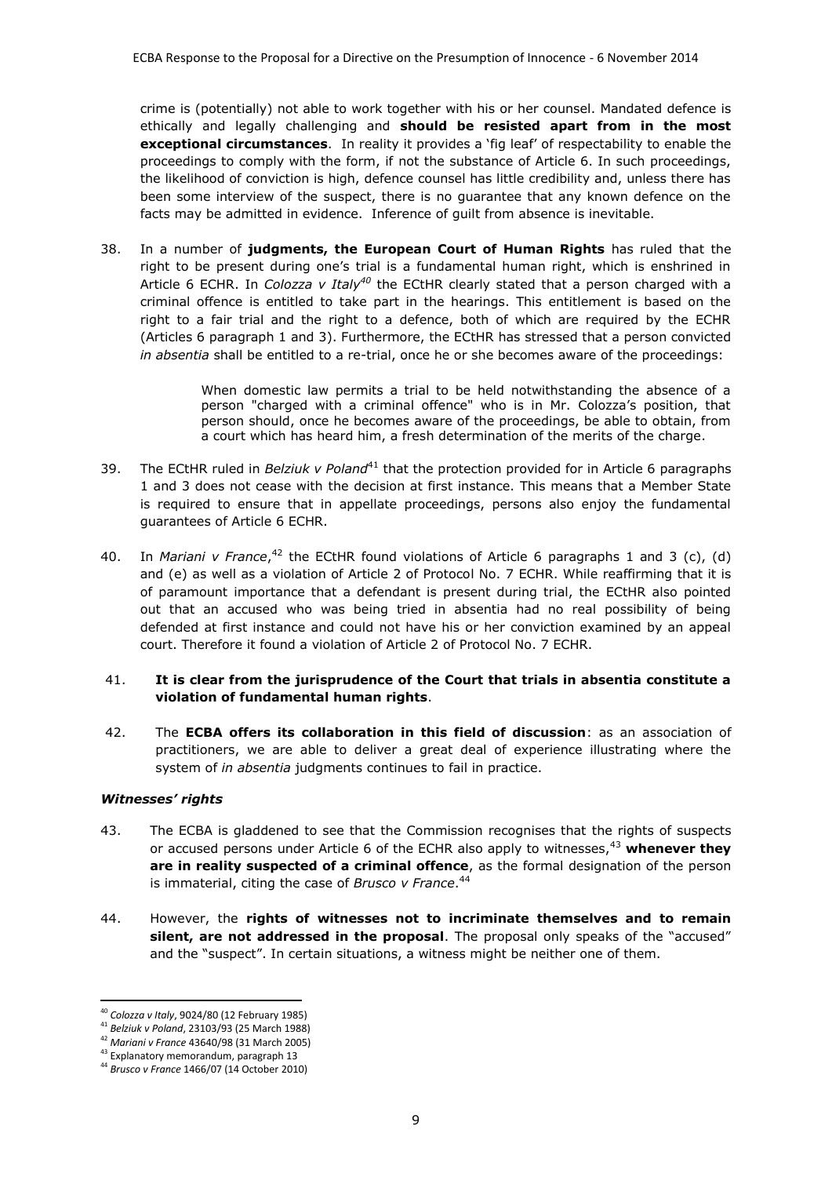crime is (potentially) not able to work together with his or her counsel. Mandated defence is ethically and legally challenging and **should be resisted apart from in the most exceptional circumstances**. In reality it provides a 'fig leaf' of respectability to enable the proceedings to comply with the form, if not the substance of Article 6. In such proceedings, the likelihood of conviction is high, defence counsel has little credibility and, unless there has been some interview of the suspect, there is no guarantee that any known defence on the facts may be admitted in evidence. Inference of guilt from absence is inevitable.

38. In a number of **judgments, the European Court of Human Rights** has ruled that the right to be present during one's trial is a fundamental human right, which is enshrined in Article 6 ECHR. In *Colozza v Italy*[40] the ECtHR clearly stated that a person charged with a criminal offence is entitled to take part in the hearings. This entitlement is based on the right to a fair trial and the right to a defence, both of which are required by the ECHR (Articles 6 paragraph 1 and 3). Furthermore, the ECtHR has stressed that a person convicted *in absentia* shall be entitled to a re-trial, once he or she becomes aware of the proceedings:

> When domestic law permits a trial to be held notwithstanding the absence of a person "charged with a criminal offence" who is in Mr. Colozza's position, that person should, once he becomes aware of the proceedings, be able to obtain, from a court which has heard him, a fresh determination of the merits of the charge.

39. The ECtHR ruled in *Belziuk v Poland*[41] that the protection provided for in Article 6 paragraphs 1 and 3 does not cease with the decision at first instance. This means that a Member State is required to ensure that in appellate proceedings, persons also enjoy the fundamental guarantees of Article 6 ECHR.

40. In *Mariani v France*,[42] the ECtHR found violations of Article 6 paragraphs 1 and 3 (c), (d) and (e) as well as a violation of Article 2 of Protocol No. 7 ECHR. While reaffirming that it is of paramount importance that a defendant is present during trial, the ECtHR also pointed out that an accused who was being tried in absentia had no real possibility of being defended at first instance and could not have his or her conviction examined by an appeal court. Therefore it found a violation of Article 2 of Protocol No. 7 ECHR.

41. **It is clear from the jurisprudence of the Court that trials in absentia constitute a violation of fundamental human rights**.

42. The **ECBA offers its collaboration in this field of discussion**: as an association of practitioners, we are able to deliver a great deal of experience illustrating where the system of *in absentia* judgments continues to fail in practice.

### *Witnesses' rights*

43. The ECBA is gladdened to see that the Commission recognises that the rights of suspects or accused persons under Article 6 of the ECHR also apply to witnesses,[43] **whenever they are in reality suspected of a criminal offence**, as the formal designation of the person is immaterial, citing the case of *Brusco v France*.[44]

44. However, the **rights of witnesses not to incriminate themselves and to remain silent, are not addressed in the proposal**. The proposal only speaks of the "accused" and the "suspect". In certain situations, a witness might be neither one of them.

---

[40] *Colozza v Italy*, 9024/80 (12 February 1985)

[41] *Belziuk v Poland*, 23103/93 (25 March 1988)

[42] *Mariani v France* 43640/98 (31 March 2005)

[43] Explanatory memorandum, paragraph 13

[44] *Brusco v France* 1466/07 (14 October 2010)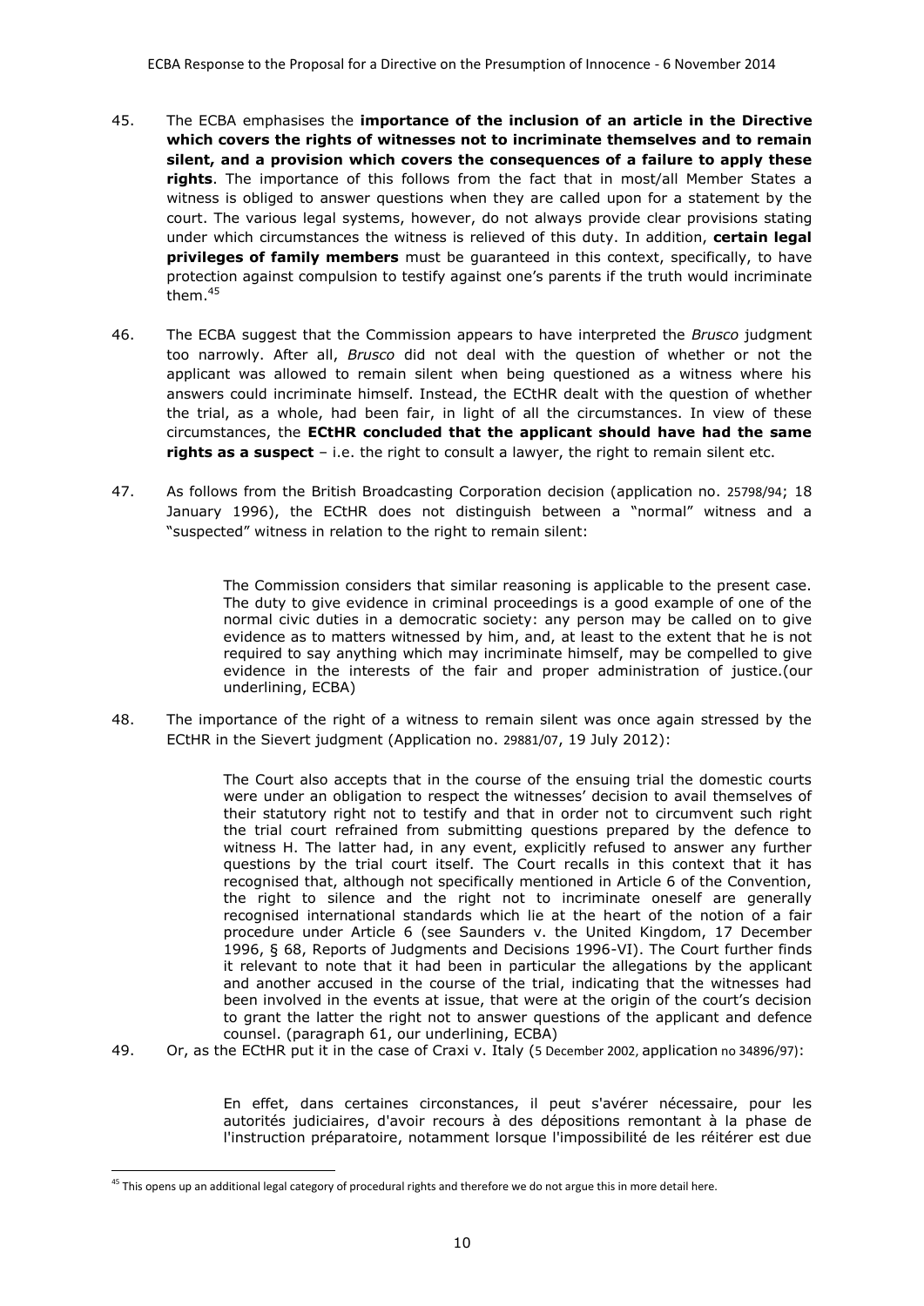45. The ECBA emphasises the **importance of the inclusion of an article in the Directive which covers the rights of witnesses not to incriminate themselves and to remain silent, and a provision which covers the consequences of a failure to apply these rights**. The importance of this follows from the fact that in most/all Member States a witness is obliged to answer questions when they are called upon for a statement by the court. The various legal systems, however, do not always provide clear provisions stating under which circumstances the witness is relieved of this duty. In addition, **certain legal privileges of family members** must be guaranteed in this context, specifically, to have protection against compulsion to testify against one's parents if the truth would incriminate them.[45]

46. The ECBA suggest that the Commission appears to have interpreted the *Brusco* judgment too narrowly. After all, *Brusco* did not deal with the question of whether or not the applicant was allowed to remain silent when being questioned as a witness where his answers could incriminate himself. Instead, the ECtHR dealt with the question of whether the trial, as a whole, had been fair, in light of all the circumstances. In view of these circumstances, the **ECtHR concluded that the applicant should have had the same rights as a suspect** – i.e. the right to consult a lawyer, the right to remain silent etc.

47. As follows from the British Broadcasting Corporation decision (application no. 25798/94; 18 January 1996), the ECtHR does not distinguish between a "normal" witness and a "suspected" witness in relation to the right to remain silent:

> The Commission considers that similar reasoning is applicable to the present case. The duty to give evidence in criminal proceedings is a good example of one of the normal civic duties in a democratic society: any person may be called on to give evidence as to matters witnessed by him, and, at least to the extent that he is not required to say anything which may incriminate himself, may be compelled to give evidence in the interests of the fair and proper administration of justice.(our underlining, ECBA)

48. The importance of the right of a witness to remain silent was once again stressed by the ECtHR in the Sievert judgment (Application no. 29881/07, 19 July 2012):

> The Court also accepts that in the course of the ensuing trial the domestic courts were under an obligation to respect the witnesses' decision to avail themselves of their statutory right not to testify and that in order not to circumvent such right the trial court refrained from submitting questions prepared by the defence to witness H. The latter had, in any event, explicitly refused to answer any further questions by the trial court itself. The Court recalls in this context that it has recognised that, although not specifically mentioned in Article 6 of the Convention, the right to silence and the right not to incriminate oneself are generally recognised international standards which lie at the heart of the notion of a fair procedure under Article 6 (see Saunders v. the United Kingdom, 17 December 1996, § 68, Reports of Judgments and Decisions 1996-VI). The Court further finds it relevant to note that it had been in particular the allegations by the applicant and another accused in the course of the trial, indicating that the witnesses had been involved in the events at issue, that were at the origin of the court's decision to grant the latter the right not to answer questions of the applicant and defence counsel. (paragraph 61, our underlining, ECBA)

49. Or, as the ECtHR put it in the case of Craxi v. Italy (5 December 2002, application no 34896/97):

> En effet, dans certaines circonstances, il peut s'avérer nécessaire, pour les autorités judiciaires, d'avoir recours à des dépositions remontant à la phase de l'instruction préparatoire, notamment lorsque l'impossibilité de les réitérer est due

[45] This opens up an additional legal category of procedural rights and therefore we do not argue this in more detail here.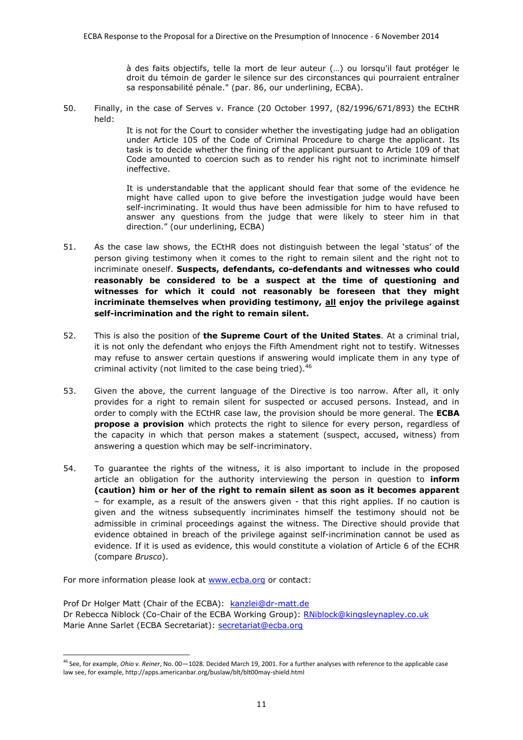> à des faits objectifs, telle la mort de leur auteur (…) ou lorsqu'il faut protéger le droit du témoin de garder le silence sur des circonstances qui pourraient entraîner sa responsabilité pénale." (par. 86, our underlining, ECBA).

50. Finally, in the case of Serves v. France (20 October 1997, (82/1996/671/893) the ECtHR held:

> It is not for the Court to consider whether the investigating judge had an obligation under Article 105 of the Code of Criminal Procedure to charge the applicant. Its task is to decide whether the fining of the applicant pursuant to Article 109 of that Code amounted to coercion such as to render his right not to incriminate himself ineffective.
>
> It is understandable that the applicant should fear that some of the evidence he might have called upon to give before the investigation judge would have been self-incriminating. It would thus have been admissible for him to have refused to answer any questions from the judge that were likely to steer him in that direction." (our underlining, ECBA)

51. As the case law shows, the ECtHR does not distinguish between the legal 'status' of the person giving testimony when it comes to the right to remain silent and the right not to incriminate oneself. **Suspects, defendants, co-defendants and witnesses who could reasonably be considered to be a suspect at the time of questioning and witnesses for which it could not reasonably be foreseen that they might incriminate themselves when providing testimony, all enjoy the privilege against self-incrimination and the right to remain silent.**

52. This is also the position of **the Supreme Court of the United States**. At a criminal trial, it is not only the defendant who enjoys the Fifth Amendment right not to testify. Witnesses may refuse to answer certain questions if answering would implicate them in any type of criminal activity (not limited to the case being tried).[46]

53. Given the above, the current language of the Directive is too narrow. After all, it only provides for a right to remain silent for suspected or accused persons. Instead, and in order to comply with the ECtHR case law, the provision should be more general. The **ECBA propose a provision** which protects the right to silence for every person, regardless of the capacity in which that person makes a statement (suspect, accused, witness) from answering a question which may be self-incriminatory.

54. To guarantee the rights of the witness, it is also important to include in the proposed article an obligation for the authority interviewing the person in question to **inform (caution) him or her of the right to remain silent as soon as it becomes apparent** – for example, as a result of the answers given - that this right applies. If no caution is given and the witness subsequently incriminates himself the testimony should not be admissible in criminal proceedings against the witness. The Directive should provide that evidence obtained in breach of the privilege against self-incrimination cannot be used as evidence. If it is used as evidence, this would constitute a violation of Article 6 of the ECHR (compare *Brusco*).

For more information please look at www.ecba.org or contact:

Prof Dr Holger Matt (Chair of the ECBA): kanzlei@dr-matt.de
Dr Rebecca Niblock (Co-Chair of the ECBA Working Group): RNiblock@kingsleynapley.co.uk
Marie Anne Sarlet (ECBA Secretariat): secretariat@ecba.org

---

[46] See, for example, *Ohio v. Reiner*, No. 00—1028. Decided March 19, 2001. For a further analyses with reference to the applicable case law see, for example, http://apps.americanbar.org/buslaw/blt/blt00may-shield.html